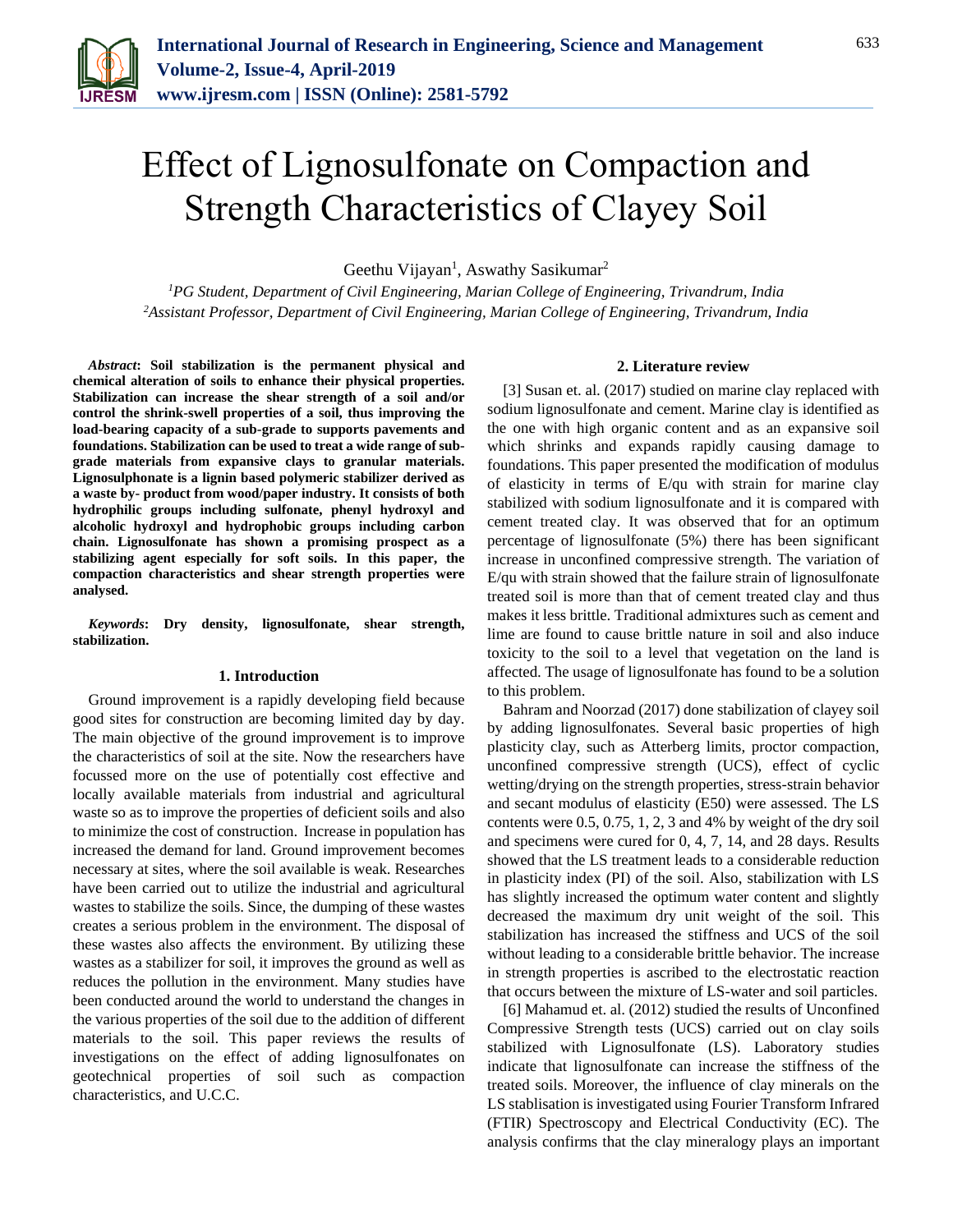# Effect of Lignosulfonate on Compaction and Strength Characteristics of Clayey Soil

Geethu Vijayan[1], Aswathy Sasikumar[2]

[1]*PG Student, Department of Civil Engineering, Marian College of Engineering, Trivandrum, India*
[2]*Assistant Professor, Department of Civil Engineering, Marian College of Engineering, Trivandrum, India*

***Abstract*: Soil stabilization is the permanent physical and chemical alteration of soils to enhance their physical properties. Stabilization can increase the shear strength of a soil and/or control the shrink-swell properties of a soil, thus improving the load-bearing capacity of a sub-grade to supports pavements and foundations. Stabilization can be used to treat a wide range of sub-grade materials from expansive clays to granular materials. Lignosulphonate is a lignin based polymeric stabilizer derived as a waste by- product from wood/paper industry. It consists of both hydrophilic groups including sulfonate, phenyl hydroxyl and alcoholic hydroxyl and hydrophobic groups including carbon chain. Lignosulfonate has shown a promising prospect as a stabilizing agent especially for soft soils. In this paper, the compaction characteristics and shear strength properties were analysed.**

***Keywords*: Dry density, lignosulfonate, shear strength, stabilization.**

## 1. Introduction

Ground improvement is a rapidly developing field because good sites for construction are becoming limited day by day. The main objective of the ground improvement is to improve the characteristics of soil at the site. Now the researchers have focussed more on the use of potentially cost effective and locally available materials from industrial and agricultural waste so as to improve the properties of deficient soils and also to minimize the cost of construction. Increase in population has increased the demand for land. Ground improvement becomes necessary at sites, where the soil available is weak. Researches have been carried out to utilize the industrial and agricultural wastes to stabilize the soils. Since, the dumping of these wastes creates a serious problem in the environment. The disposal of these wastes also affects the environment. By utilizing these wastes as a stabilizer for soil, it improves the ground as well as reduces the pollution in the environment. Many studies have been conducted around the world to understand the changes in the various properties of the soil due to the addition of different materials to the soil. This paper reviews the results of investigations on the effect of adding lignosulfonates on geotechnical properties of soil such as compaction characteristics, and U.C.C.

## 2. Literature review

[3] Susan et. al. (2017) studied on marine clay replaced with sodium lignosulfonate and cement. Marine clay is identified as the one with high organic content and as an expansive soil which shrinks and expands rapidly causing damage to foundations. This paper presented the modification of modulus of elasticity in terms of E/qu with strain for marine clay stabilized with sodium lignosulfonate and it is compared with cement treated clay. It was observed that for an optimum percentage of lignosulfonate (5%) there has been significant increase in unconfined compressive strength. The variation of E/qu with strain showed that the failure strain of lignosulfonate treated soil is more than that of cement treated clay and thus makes it less brittle. Traditional admixtures such as cement and lime are found to cause brittle nature in soil and also induce toxicity to the soil to a level that vegetation on the land is affected. The usage of lignosulfonate has found to be a solution to this problem.

Bahram and Noorzad (2017) done stabilization of clayey soil by adding lignosulfonates. Several basic properties of high plasticity clay, such as Atterberg limits, proctor compaction, unconfined compressive strength (UCS), effect of cyclic wetting/drying on the strength properties, stress-strain behavior and secant modulus of elasticity (E50) were assessed. The LS contents were 0.5, 0.75, 1, 2, 3 and 4% by weight of the dry soil and specimens were cured for 0, 4, 7, 14, and 28 days. Results showed that the LS treatment leads to a considerable reduction in plasticity index (PI) of the soil. Also, stabilization with LS has slightly increased the optimum water content and slightly decreased the maximum dry unit weight of the soil. This stabilization has increased the stiffness and UCS of the soil without leading to a considerable brittle behavior. The increase in strength properties is ascribed to the electrostatic reaction that occurs between the mixture of LS-water and soil particles.

[6] Mahamud et. al. (2012) studied the results of Unconfined Compressive Strength tests (UCS) carried out on clay soils stabilized with Lignosulfonate (LS). Laboratory studies indicate that lignosulfonate can increase the stiffness of the treated soils. Moreover, the influence of clay minerals on the LS stablisation is investigated using Fourier Transform Infrared (FTIR) Spectroscopy and Electrical Conductivity (EC). The analysis confirms that the clay mineralogy plays an important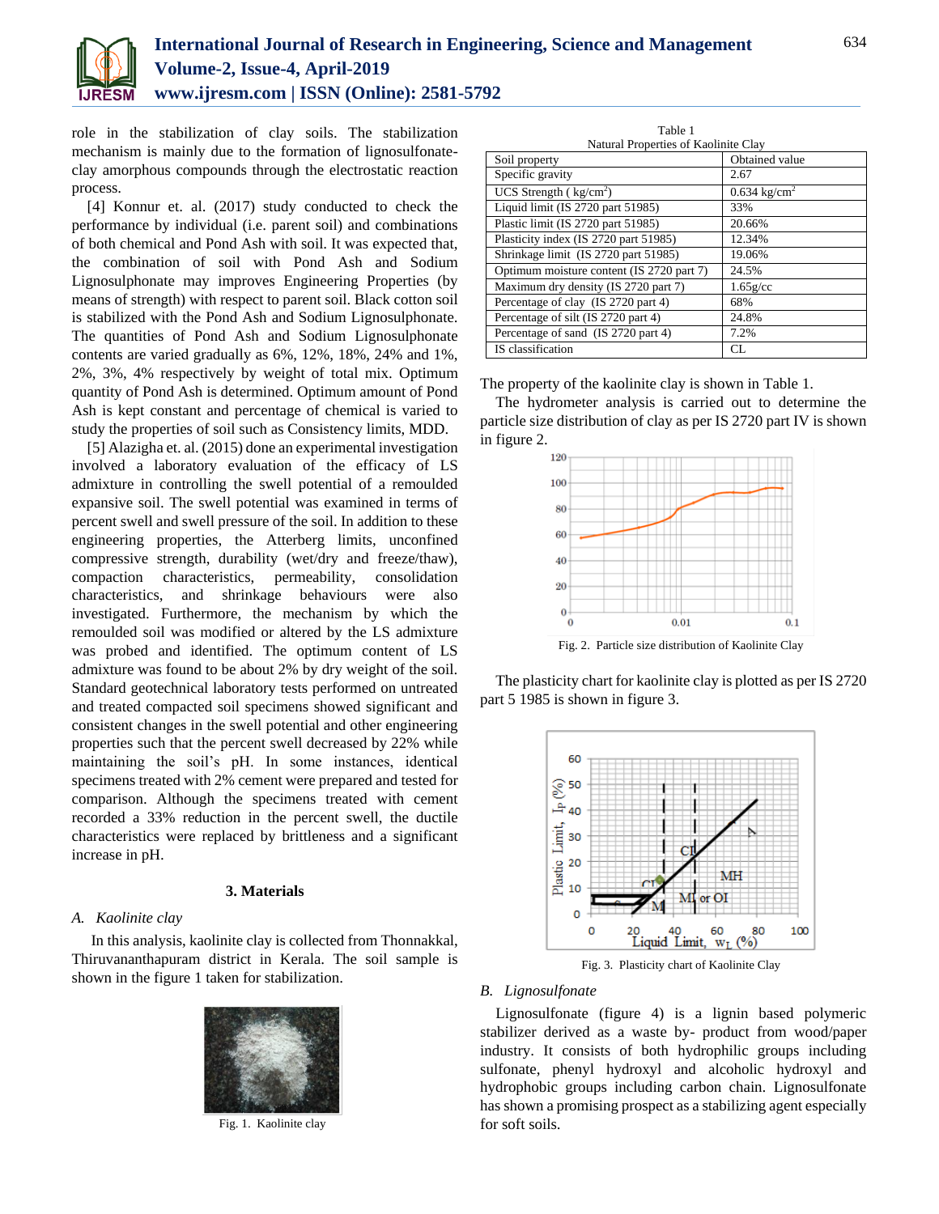role in the stabilization of clay soils. The stabilization mechanism is mainly due to the formation of lignosulfonate-clay amorphous compounds through the electrostatic reaction process.

[4] Konnur et. al. (2017) study conducted to check the performance by individual (i.e. parent soil) and combinations of both chemical and Pond Ash with soil. It was expected that, the combination of soil with Pond Ash and Sodium Lignosulphonate may improves Engineering Properties (by means of strength) with respect to parent soil. Black cotton soil is stabilized with the Pond Ash and Sodium Lignosulphonate. The quantities of Pond Ash and Sodium Lignosulphonate contents are varied gradually as 6%, 12%, 18%, 24% and 1%, 2%, 3%, 4% respectively by weight of total mix. Optimum quantity of Pond Ash is determined. Optimum amount of Pond Ash is kept constant and percentage of chemical is varied to study the properties of soil such as Consistency limits, MDD.

[5] Alazigha et. al. (2015) done an experimental investigation involved a laboratory evaluation of the efficacy of LS admixture in controlling the swell potential of a remoulded expansive soil. The swell potential was examined in terms of percent swell and swell pressure of the soil. In addition to these engineering properties, the Atterberg limits, unconfined compressive strength, durability (wet/dry and freeze/thaw), compaction characteristics, permeability, consolidation characteristics, and shrinkage behaviours were also investigated. Furthermore, the mechanism by which the remoulded soil was modified or altered by the LS admixture was probed and identified. The optimum content of LS admixture was found to be about 2% by dry weight of the soil. Standard geotechnical laboratory tests performed on untreated and treated compacted soil specimens showed significant and consistent changes in the swell potential and other engineering properties such that the percent swell decreased by 22% while maintaining the soil's pH. In some instances, identical specimens treated with 2% cement were prepared and tested for comparison. Although the specimens treated with cement recorded a 33% reduction in the percent swell, the ductile characteristics were replaced by brittleness and a significant increase in pH.

## 3. Materials

### *A. Kaolinite clay*

In this analysis, kaolinite clay is collected from Thonnakkal, Thiruvananthapuram district in Kerala. The soil sample is shown in the figure 1 taken for stabilization.

Fig. 1. Kaolinite clay

Table 1
Natural Properties of Kaolinite Clay

| Soil property | Obtained value |
|---|---|
| Specific gravity | 2.67 |
| UCS Strength ( $kg/cm^2$) | 0.634 $kg/cm^2$ |
| Liquid limit (IS 2720 part 51985) | 33% |
| Plastic limit (IS 2720 part 51985) | 20.66% |
| Plasticity index (IS 2720 part 51985) | 12.34% |
| Shrinkage limit (IS 2720 part 51985) | 19.06% |
| Optimum moisture content (IS 2720 part 7) | 24.5% |
| Maximum dry density (IS 2720 part 7) | 1.65g/cc |
| Percentage of clay (IS 2720 part 4) | 68% |
| Percentage of silt (IS 2720 part 4) | 24.8% |
| Percentage of sand (IS 2720 part 4) | 7.2% |
| IS classification | CL |

The property of the kaolinite clay is shown in Table 1.

The hydrometer analysis is carried out to determine the particle size distribution of clay as per IS 2720 part IV is shown in figure 2.

120
100
80
60
40
20
0
0
0.01
0.1

Fig. 2. Particle size distribution of Kaolinite Clay

The plasticity chart for kaolinite clay is plotted as per IS 2720 part 5 1985 is shown in figure 3.

60
50
40
30
20
10
0
Plastic Limit, $I_P$ (%)
0
20
40
60
80
100
Liquid Limit, $w_L$ (%)
CI
CL
MH
MI or OI
ML
A

Fig. 3. Plasticity chart of Kaolinite Clay

### *B. Lignosulfonate*

Lignosulfonate (figure 4) is a lignin based polymeric stabilizer derived as a waste by- product from wood/paper industry. It consists of both hydrophilic groups including sulfonate, phenyl hydroxyl and alcoholic hydroxyl and hydrophobic groups including carbon chain. Lignosulfonate has shown a promising prospect as a stabilizing agent especially for soft soils.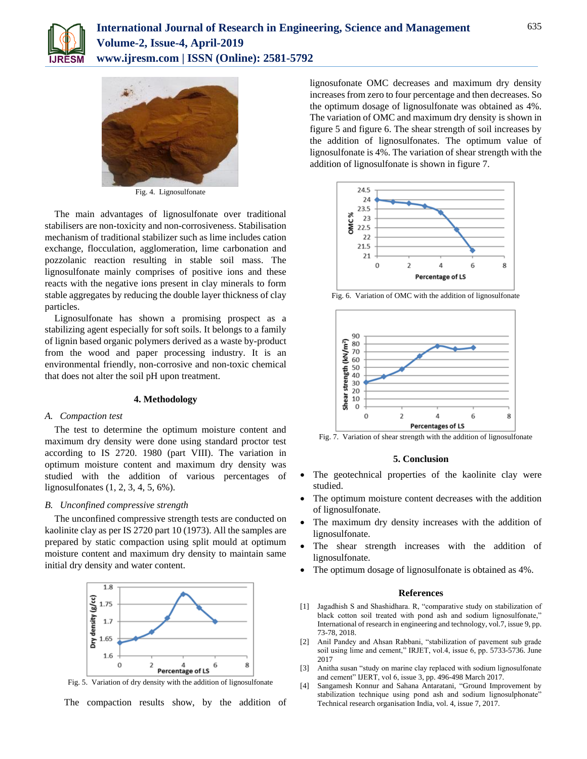Fig. 4. Lignosulfonate

The main advantages of lignosulfonate over traditional stabilisers are non-toxicity and non-corrosiveness. Stabilisation mechanism of traditional stabilizer such as lime includes cation exchange, flocculation, agglomeration, lime carbonation and pozzolanic reaction resulting in stable soil mass. The lignosulfonate mainly comprises of positive ions and these reacts with the negative ions present in clay minerals to form stable aggregates by reducing the double layer thickness of clay particles.

Lignosulfonate has shown a promising prospect as a stabilizing agent especially for soft soils. It belongs to a family of lignin based organic polymers derived as a waste by-product from the wood and paper processing industry. It is an environmental friendly, non-corrosive and non-toxic chemical that does not alter the soil pH upon treatment.

## 4. Methodology

### *A. Compaction test*

The test to determine the optimum moisture content and maximum dry density were done using standard proctor test according to IS 2720. 1980 (part VIII). The variation in optimum moisture content and maximum dry density was studied with the addition of various percentages of lignosulfonates (1, 2, 3, 4, 5, 6%).

### *B. Unconfined compressive strength*

The unconfined compressive strength tests are conducted on kaolinite clay as per IS 2720 part 10 (1973). All the samples are prepared by static compaction using split mould at optimum moisture content and maximum dry density to maintain same initial dry density and water content.

Dry density (g/cc)
1.8
1.75
1.7
1.65
1.6
0 2 4 6 8
Percentage of LS

Fig. 5. Variation of dry density with the addition of lignosulfonate

The compaction results show, by the addition of lignosulfonate OMC decreases and maximum dry density increases from zero to four percentage and then decreases. So the optimum dosage of lignosulfonate was obtained as 4%. The variation of OMC and maximum dry density is shown in figure 5 and figure 6. The shear strength of soil increases by the addition of lignosulfonates. The optimum value of lignosulfonate is 4%. The variation of shear strength with the addition of lignosulfonate is shown in figure 7.

OMC %
24.5
24
23.5
23
22.5
22
21.5
21
0 2 4 6 8
Percentage of LS

Fig. 6. Variation of OMC with the addition of lignosulfonate

Shear strength (kN/m²)
90
80
70
60
50
40
30
20
10
0
0 2 4 6 8
Percentages of LS

Fig. 7. Variation of shear strength with the addition of lignosulfonate

## 5. Conclusion

- The geotechnical properties of the kaolinite clay were studied.
- The optimum moisture content decreases with the addition of lignosulfonate.
- The maximum dry density increases with the addition of lignosulfonate.
- The shear strength increases with the addition of lignosulfonate.
- The optimum dosage of lignosulfonate is obtained as 4%.

## References

[1] Jagadhish S and Shashidhara. R, "comparative study on stabilization of black cotton soil treated with pond ash and sodium lignosulfonate," International of research in engineering and technology, vol.7, issue 9, pp. 73-78, 2018.

[2] Anil Pandey and Ahsan Rabbani, "stabilization of pavement sub grade soil using lime and cement," IRJET, vol.4, issue 6, pp. 5733-5736. June 2017

[3] Anitha susan "study on marine clay replaced with sodium lignosulfonate and cement" IJERT, vol 6, issue 3, pp. 496-498 March 2017.

[4] Sangamesh Konnur and Sahana Antaratani, "Ground Improvement by stabilization technique using pond ash and sodium lignosulphonate" Technical research organisation India, vol. 4, issue 7, 2017.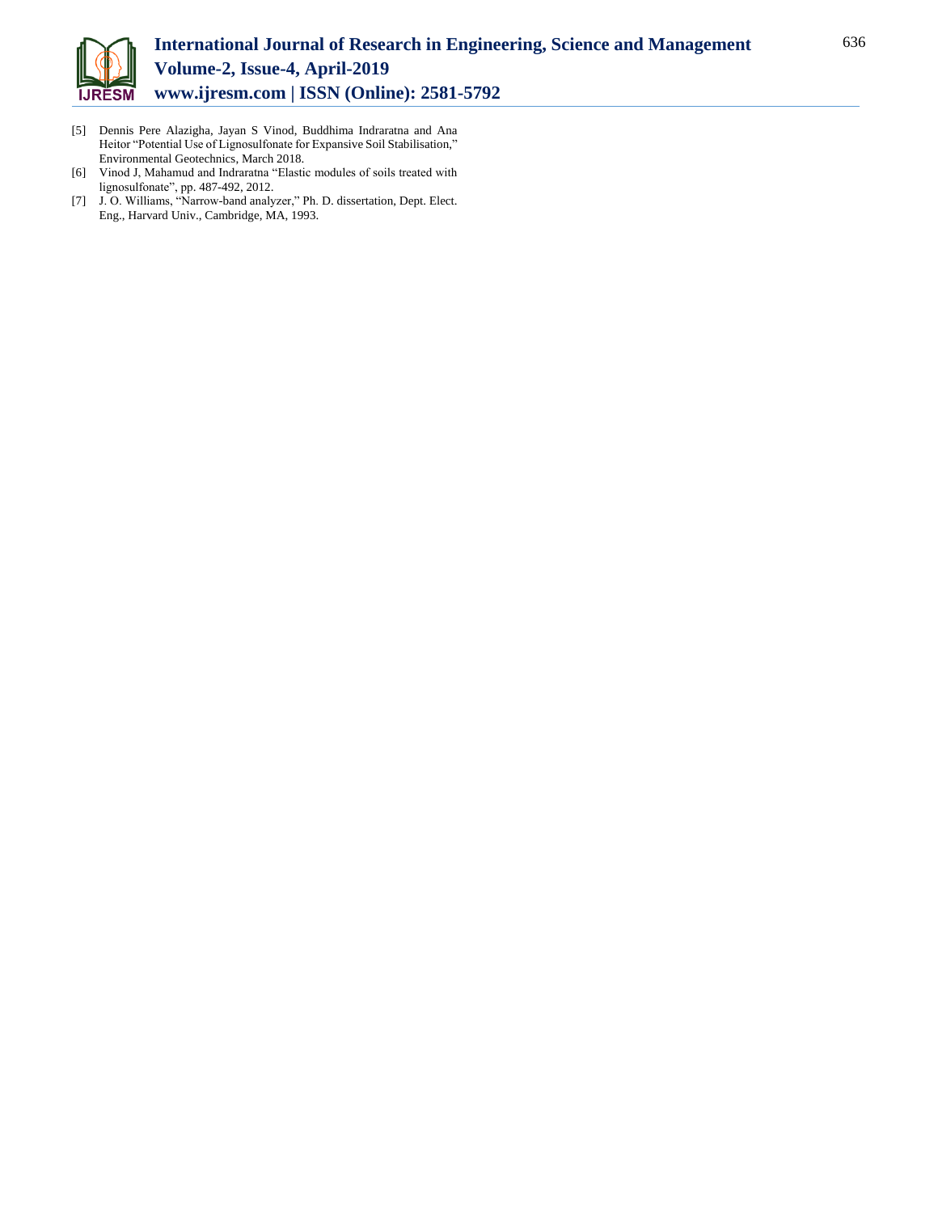[5] Dennis Pere Alazigha, Jayan S Vinod, Buddhima Indraratna and Ana Heitor "Potential Use of Lignosulfonate for Expansive Soil Stabilisation," Environmental Geotechnics, March 2018.

[6] Vinod J, Mahamud and Indraratna "Elastic modules of soils treated with lignosulfonate", pp. 487-492, 2012.

[7] J. O. Williams, "Narrow-band analyzer," Ph. D. dissertation, Dept. Elect. Eng., Harvard Univ., Cambridge, MA, 1993.